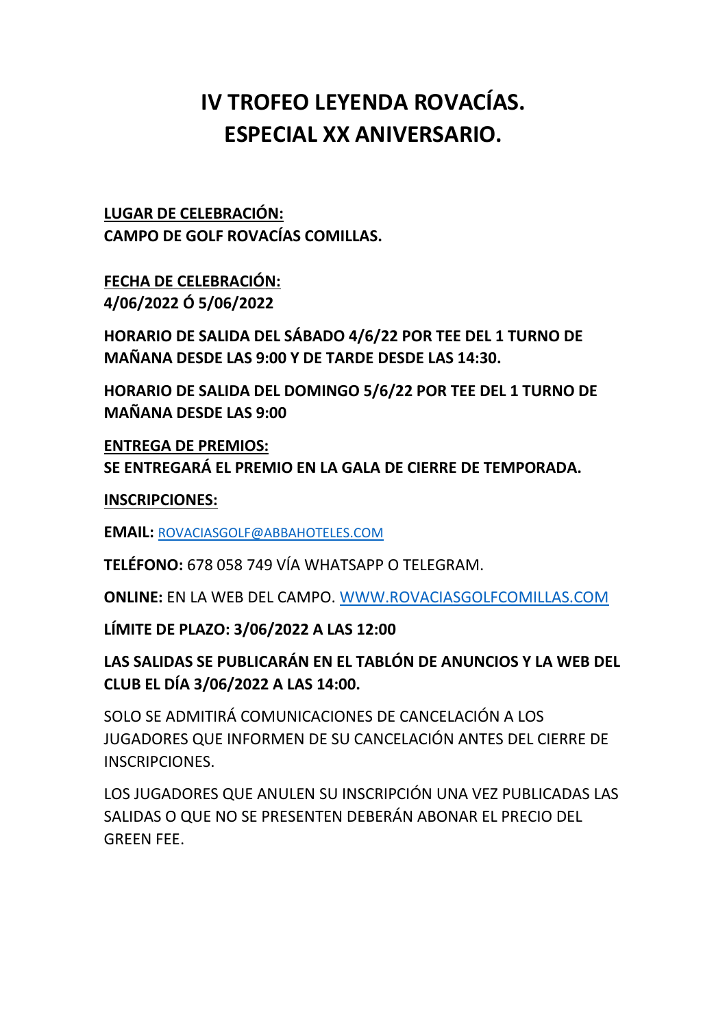# IV TROFEO LEYENDA ROVACÍAS.
# ESPECIAL XX ANIVERSARIO.

**LUGAR DE CELEBRACIÓN:**
**CAMPO DE GOLF ROVACÍAS COMILLAS.**

**FECHA DE CELEBRACIÓN:**
**4/06/2022 Ó 5/06/2022**

**HORARIO DE SALIDA DEL SÁBADO 4/6/22 POR TEE DEL 1 TURNO DE MAÑANA DESDE LAS 9:00 Y DE TARDE DESDE LAS 14:30.**

**HORARIO DE SALIDA DEL DOMINGO 5/6/22 POR TEE DEL 1 TURNO DE MAÑANA DESDE LAS 9:00**

**ENTREGA DE PREMIOS:**
**SE ENTREGARÁ EL PREMIO EN LA GALA DE CIERRE DE TEMPORADA.**

**INSCRIPCIONES:**

**EMAIL:** ROVACIASGOLF@ABBAHOTELES.COM

**TELÉFONO:** 678 058 749 VÍA WHATSAPP O TELEGRAM.

**ONLINE:** EN LA WEB DEL CAMPO. WWW.ROVACIASGOLFCOMILLAS.COM

**LÍMITE DE PLAZO: 3/06/2022 A LAS 12:00**

**LAS SALIDAS SE PUBLICARÁN EN EL TABLÓN DE ANUNCIOS Y LA WEB DEL CLUB EL DÍA 3/06/2022 A LAS 14:00.**

SOLO SE ADMITIRÁ COMUNICACIONES DE CANCELACIÓN A LOS JUGADORES QUE INFORMEN DE SU CANCELACIÓN ANTES DEL CIERRE DE INSCRIPCIONES.

LOS JUGADORES QUE ANULEN SU INSCRIPCIÓN UNA VEZ PUBLICADAS LAS SALIDAS O QUE NO SE PRESENTEN DEBERÁN ABONAR EL PRECIO DEL GREEN FEE.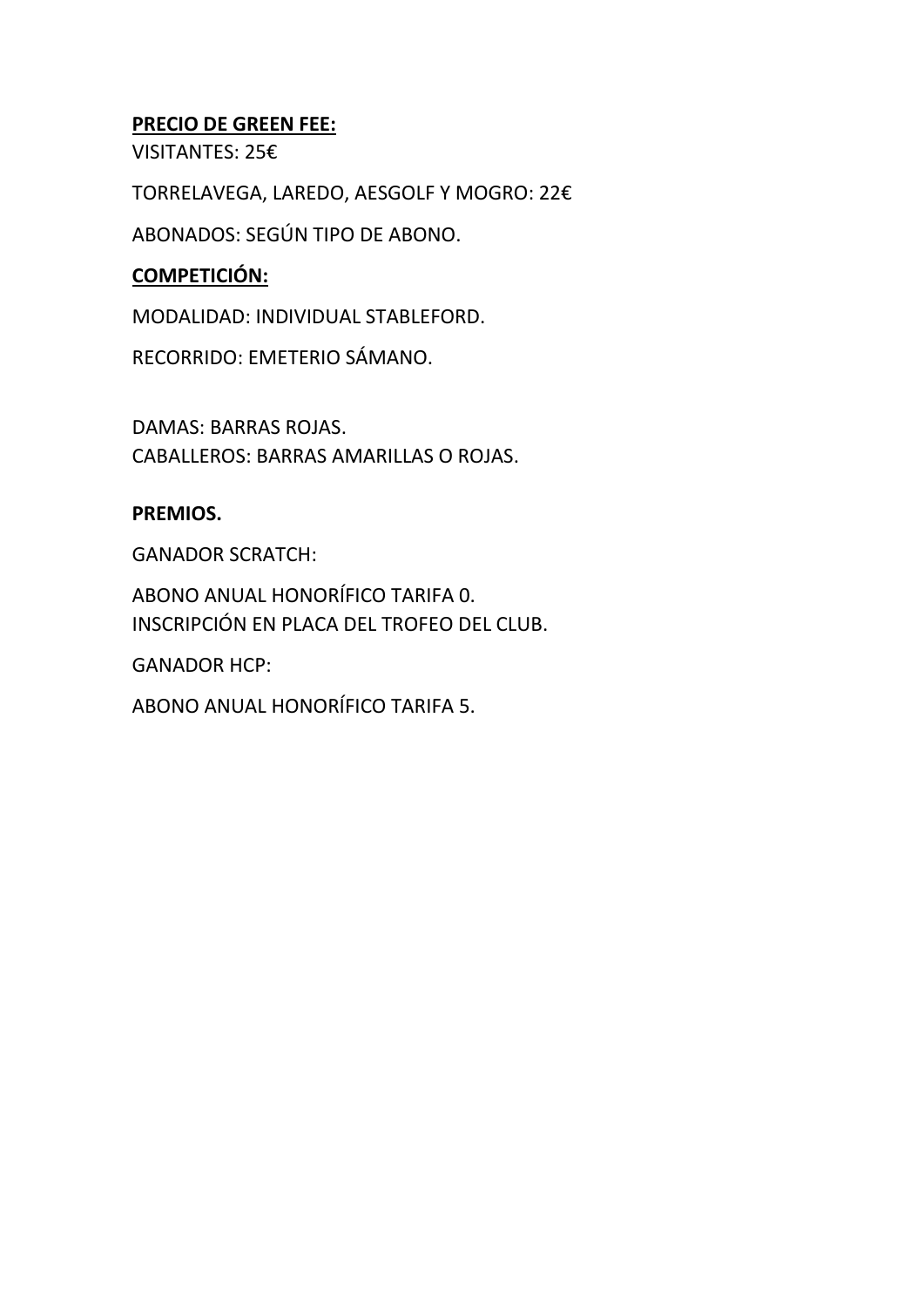**PRECIO DE GREEN FEE:**

VISITANTES: 25€

TORRELAVEGA, LAREDO, AESGOLF Y MOGRO: 22€

ABONADOS: SEGÚN TIPO DE ABONO.

**COMPETICIÓN:**

MODALIDAD: INDIVIDUAL STABLEFORD.

RECORRIDO: EMETERIO SÁMANO.

DAMAS: BARRAS ROJAS.
CABALLEROS: BARRAS AMARILLAS O ROJAS.

**PREMIOS.**

GANADOR SCRATCH:

ABONO ANUAL HONORÍFICO TARIFA 0.
INSCRIPCIÓN EN PLACA DEL TROFEO DEL CLUB.

GANADOR HCP:

ABONO ANUAL HONORÍFICO TARIFA 5.